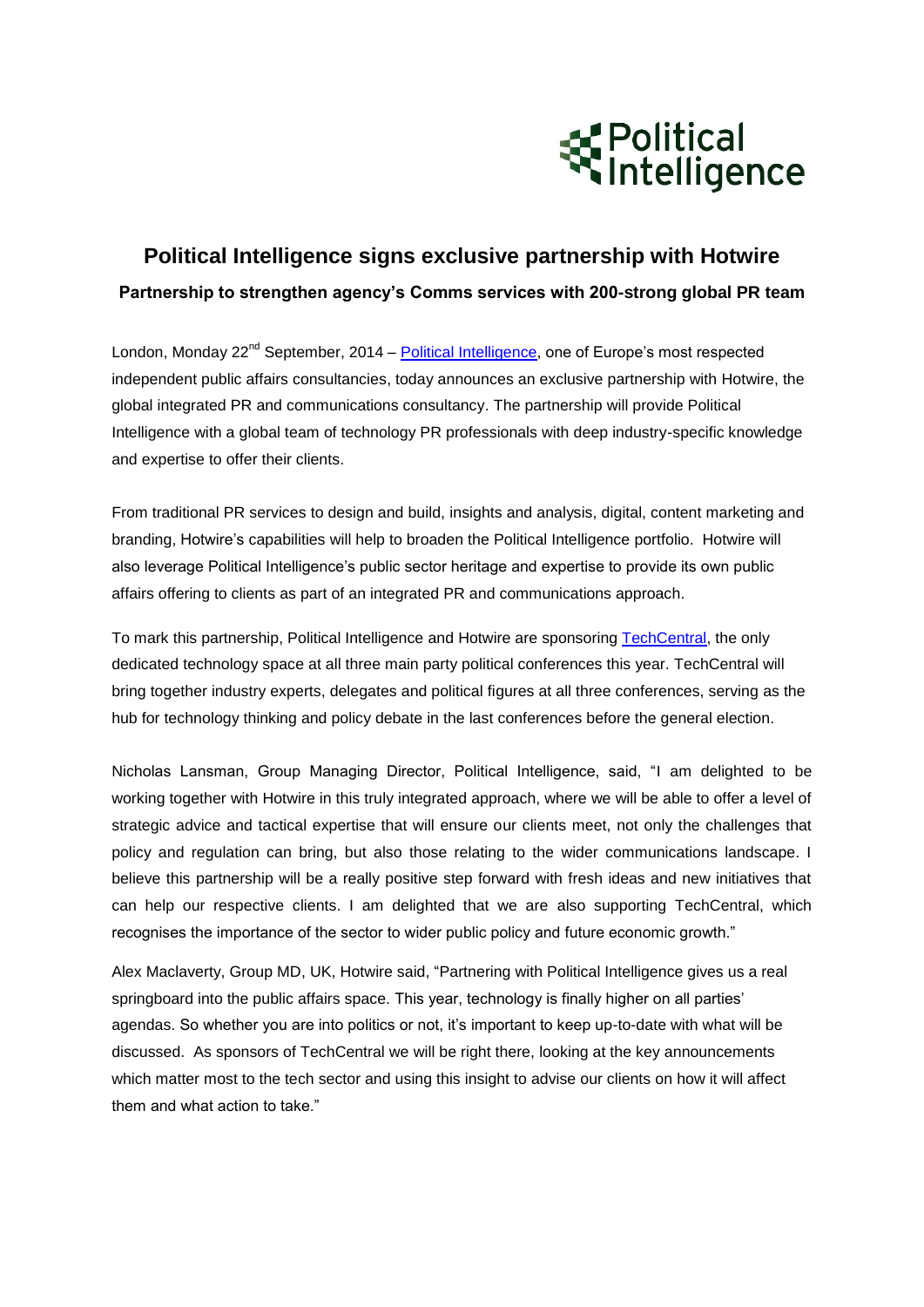Political Intelligence

# Political Intelligence signs exclusive partnership with Hotwire

## Partnership to strengthen agency's Comms services with 200-strong global PR team

London, Monday 22nd September, 2014 – Political Intelligence, one of Europe's most respected independent public affairs consultancies, today announces an exclusive partnership with Hotwire, the global integrated PR and communications consultancy. The partnership will provide Political Intelligence with a global team of technology PR professionals with deep industry-specific knowledge and expertise to offer their clients.

From traditional PR services to design and build, insights and analysis, digital, content marketing and branding, Hotwire's capabilities will help to broaden the Political Intelligence portfolio. Hotwire will also leverage Political Intelligence's public sector heritage and expertise to provide its own public affairs offering to clients as part of an integrated PR and communications approach.

To mark this partnership, Political Intelligence and Hotwire are sponsoring TechCentral, the only dedicated technology space at all three main party political conferences this year. TechCentral will bring together industry experts, delegates and political figures at all three conferences, serving as the hub for technology thinking and policy debate in the last conferences before the general election.

Nicholas Lansman, Group Managing Director, Political Intelligence, said, "I am delighted to be working together with Hotwire in this truly integrated approach, where we will be able to offer a level of strategic advice and tactical expertise that will ensure our clients meet, not only the challenges that policy and regulation can bring, but also those relating to the wider communications landscape. I believe this partnership will be a really positive step forward with fresh ideas and new initiatives that can help our respective clients. I am delighted that we are also supporting TechCentral, which recognises the importance of the sector to wider public policy and future economic growth."

Alex Maclaverty, Group MD, UK, Hotwire said, "Partnering with Political Intelligence gives us a real springboard into the public affairs space. This year, technology is finally higher on all parties' agendas. So whether you are into politics or not, it's important to keep up-to-date with what will be discussed. As sponsors of TechCentral we will be right there, looking at the key announcements which matter most to the tech sector and using this insight to advise our clients on how it will affect them and what action to take."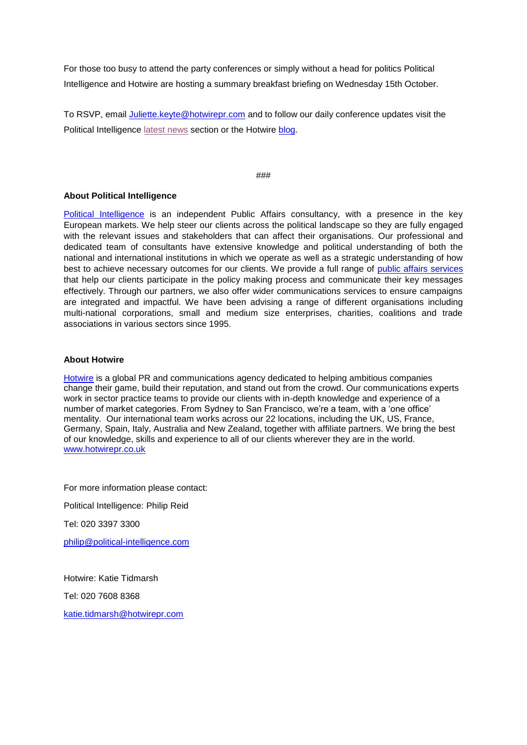For those too busy to attend the party conferences or simply without a head for politics Political Intelligence and Hotwire are hosting a summary breakfast briefing on Wednesday 15th October.

To RSVP, email Juliette.keyte@hotwirepr.com and to follow our daily conference updates visit the Political Intelligence latest news section or the Hotwire blog.

###

**About Political Intelligence**

Political Intelligence is an independent Public Affairs consultancy, with a presence in the key European markets. We help steer our clients across the political landscape so they are fully engaged with the relevant issues and stakeholders that can affect their organisations. Our professional and dedicated team of consultants have extensive knowledge and political understanding of both the national and international institutions in which we operate as well as a strategic understanding of how best to achieve necessary outcomes for our clients. We provide a full range of public affairs services that help our clients participate in the policy making process and communicate their key messages effectively. Through our partners, we also offer wider communications services to ensure campaigns are integrated and impactful. We have been advising a range of different organisations including multi-national corporations, small and medium size enterprises, charities, coalitions and trade associations in various sectors since 1995.

**About Hotwire**

Hotwire is a global PR and communications agency dedicated to helping ambitious companies change their game, build their reputation, and stand out from the crowd. Our communications experts work in sector practice teams to provide our clients with in-depth knowledge and experience of a number of market categories. From Sydney to San Francisco, we're a team, with a 'one office' mentality. Our international team works across our 22 locations, including the UK, US, France, Germany, Spain, Italy, Australia and New Zealand, together with affiliate partners. We bring the best of our knowledge, skills and experience to all of our clients wherever they are in the world.
www.hotwirepr.co.uk

For more information please contact:

Political Intelligence: Philip Reid

Tel: 020 3397 3300

philip@political-intelligence.com

Hotwire: Katie Tidmarsh

Tel: 020 7608 8368

katie.tidmarsh@hotwirepr.com